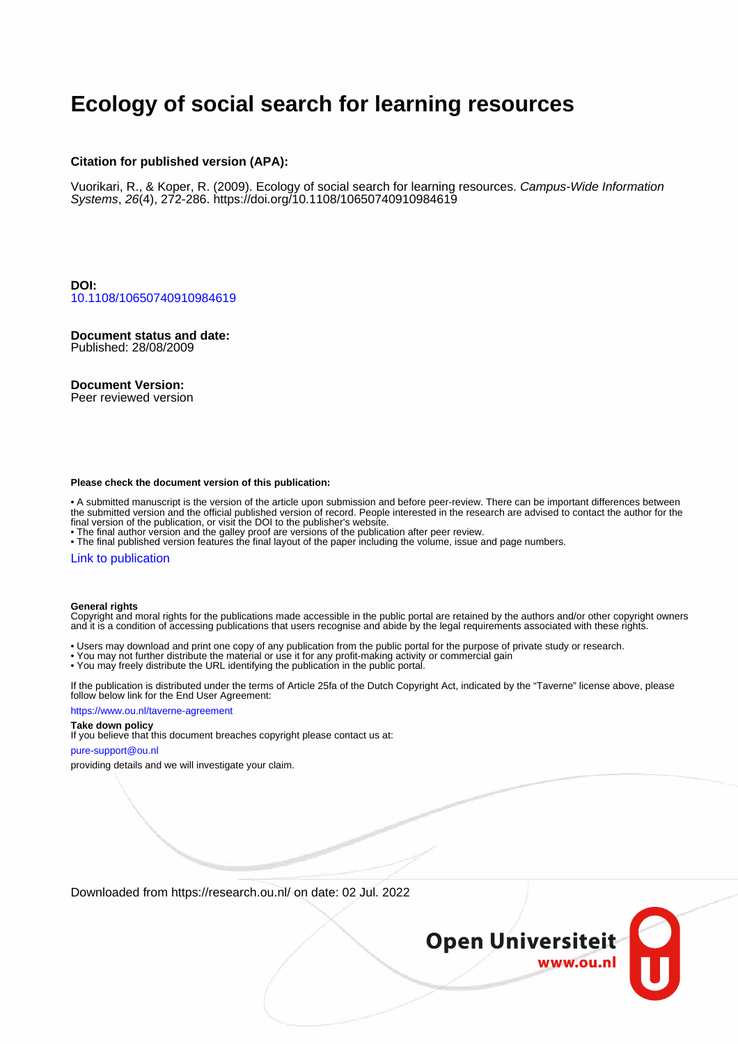# Ecology of social search for learning resources

**Citation for published version (APA):**

Vuorikari, R., & Koper, R. (2009). Ecology of social search for learning resources. *Campus-Wide Information Systems*, *26*(4), 272-286. https://doi.org/10.1108/10650740910984619

**DOI:**
10.1108/10650740910984619

**Document status and date:**
Published: 28/08/2009

**Document Version:**
Peer reviewed version

**Please check the document version of this publication:**

- A submitted manuscript is the version of the article upon submission and before peer-review. There can be important differences between the submitted version and the official published version of record. People interested in the research are advised to contact the author for the final version of the publication, or visit the DOI to the publisher's website.
- The final author version and the galley proof are versions of the publication after peer review.
- The final published version features the final layout of the paper including the volume, issue and page numbers.

Link to publication

**General rights**
Copyright and moral rights for the publications made accessible in the public portal are retained by the authors and/or other copyright owners and it is a condition of accessing publications that users recognise and abide by the legal requirements associated with these rights.

- Users may download and print one copy of any publication from the public portal for the purpose of private study or research.
- You may not further distribute the material or use it for any profit-making activity or commercial gain
- You may freely distribute the URL identifying the publication in the public portal.

If the publication is distributed under the terms of Article 25fa of the Dutch Copyright Act, indicated by the "Taverne" license above, please follow below link for the End User Agreement:

https://www.ou.nl/taverne-agreement

**Take down policy**
If you believe that this document breaches copyright please contact us at:

pure-support@ou.nl

providing details and we will investigate your claim.

Downloaded from https://research.ou.nl/ on date: 02 Jul. 2022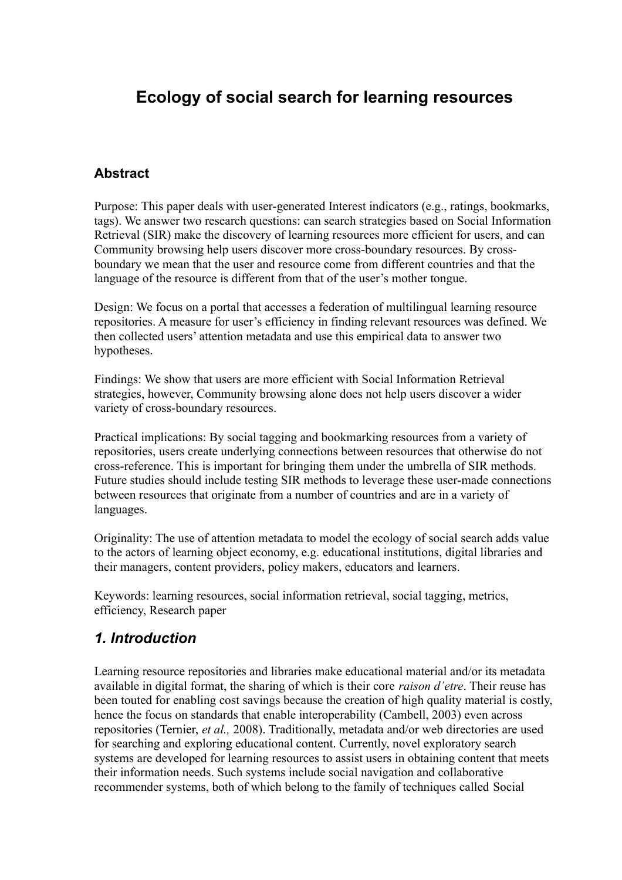# Ecology of social search for learning resources

### Abstract

Purpose: This paper deals with user-generated Interest indicators (e.g., ratings, bookmarks, tags). We answer two research questions: can search strategies based on Social Information Retrieval (SIR) make the discovery of learning resources more efficient for users, and can Community browsing help users discover more cross-boundary resources. By cross-boundary we mean that the user and resource come from different countries and that the language of the resource is different from that of the user's mother tongue.

Design: We focus on a portal that accesses a federation of multilingual learning resource repositories. A measure for user's efficiency in finding relevant resources was defined. We then collected users' attention metadata and use this empirical data to answer two hypotheses.

Findings: We show that users are more efficient with Social Information Retrieval strategies, however, Community browsing alone does not help users discover a wider variety of cross-boundary resources.

Practical implications: By social tagging and bookmarking resources from a variety of repositories, users create underlying connections between resources that otherwise do not cross-reference. This is important for bringing them under the umbrella of SIR methods. Future studies should include testing SIR methods to leverage these user-made connections between resources that originate from a number of countries and are in a variety of languages.

Originality: The use of attention metadata to model the ecology of social search adds value to the actors of learning object economy, e.g. educational institutions, digital libraries and their managers, content providers, policy makers, educators and learners.

Keywords: learning resources, social information retrieval, social tagging, metrics, efficiency, Research paper

## *1. Introduction*

Learning resource repositories and libraries make educational material and/or its metadata available in digital format, the sharing of which is their core *raison d'etre*. Their reuse has been touted for enabling cost savings because the creation of high quality material is costly, hence the focus on standards that enable interoperability (Cambell, 2003) even across repositories (Ternier, *et al.,* 2008). Traditionally, metadata and/or web directories are used for searching and exploring educational content. Currently, novel exploratory search systems are developed for learning resources to assist users in obtaining content that meets their information needs. Such systems include social navigation and collaborative recommender systems, both of which belong to the family of techniques called Social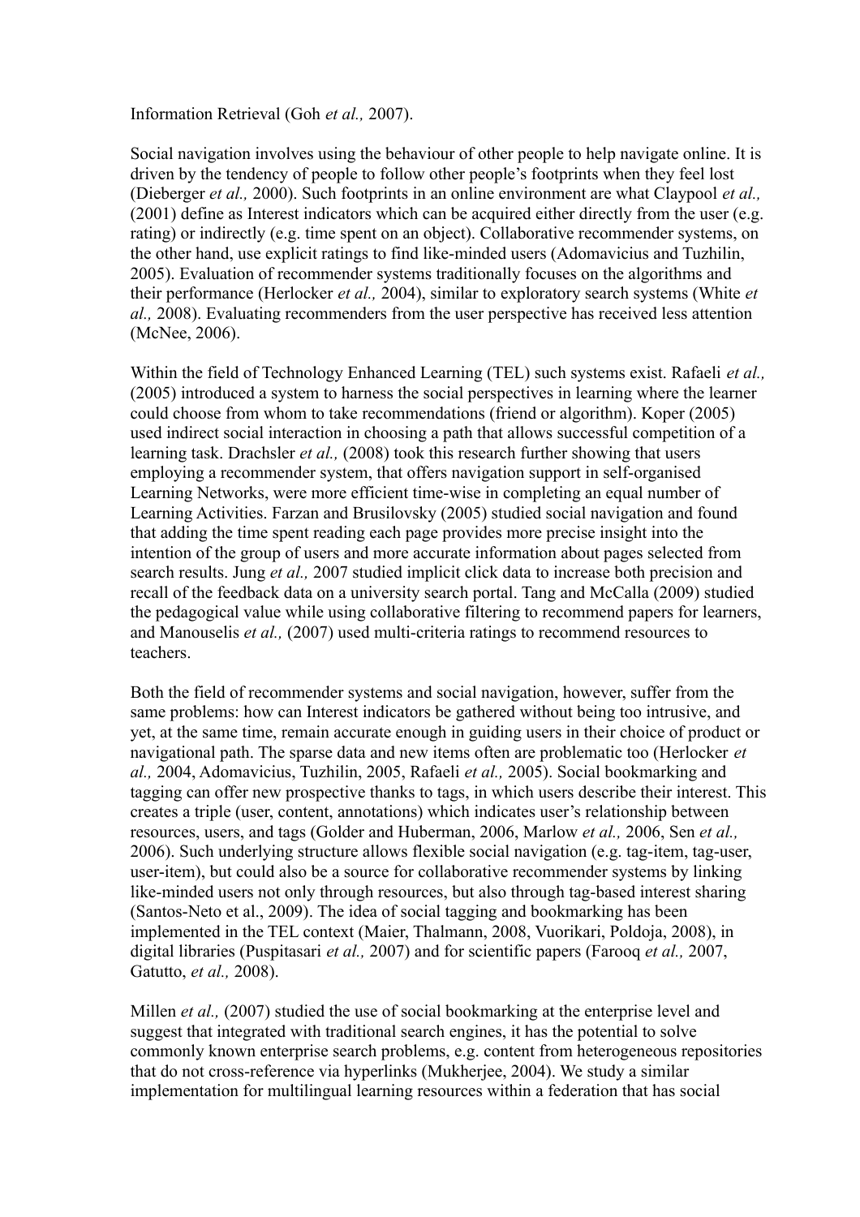Information Retrieval (Goh *et al.,* 2007).

Social navigation involves using the behaviour of other people to help navigate online. It is driven by the tendency of people to follow other people's footprints when they feel lost (Dieberger *et al.,* 2000). Such footprints in an online environment are what Claypool *et al.,* (2001) define as Interest indicators which can be acquired either directly from the user (e.g. rating) or indirectly (e.g. time spent on an object). Collaborative recommender systems, on the other hand, use explicit ratings to find like-minded users (Adomavicius and Tuzhilin, 2005). Evaluation of recommender systems traditionally focuses on the algorithms and their performance (Herlocker *et al.,* 2004), similar to exploratory search systems (White *et al.,* 2008). Evaluating recommenders from the user perspective has received less attention (McNee, 2006).

Within the field of Technology Enhanced Learning (TEL) such systems exist. Rafaeli *et al.,* (2005) introduced a system to harness the social perspectives in learning where the learner could choose from whom to take recommendations (friend or algorithm). Koper (2005) used indirect social interaction in choosing a path that allows successful competition of a learning task. Drachsler *et al.,* (2008) took this research further showing that users employing a recommender system, that offers navigation support in self-organised Learning Networks, were more efficient time-wise in completing an equal number of Learning Activities. Farzan and Brusilovsky (2005) studied social navigation and found that adding the time spent reading each page provides more precise insight into the intention of the group of users and more accurate information about pages selected from search results. Jung *et al.,* 2007 studied implicit click data to increase both precision and recall of the feedback data on a university search portal. Tang and McCalla (2009) studied the pedagogical value while using collaborative filtering to recommend papers for learners, and Manouselis *et al.,* (2007) used multi-criteria ratings to recommend resources to teachers.

Both the field of recommender systems and social navigation, however, suffer from the same problems: how can Interest indicators be gathered without being too intrusive, and yet, at the same time, remain accurate enough in guiding users in their choice of product or navigational path. The sparse data and new items often are problematic too (Herlocker *et al.,* 2004, Adomavicius, Tuzhilin, 2005, Rafaeli *et al.,* 2005). Social bookmarking and tagging can offer new prospective thanks to tags, in which users describe their interest. This creates a triple (user, content, annotations) which indicates user's relationship between resources, users, and tags (Golder and Huberman, 2006, Marlow *et al.,* 2006, Sen *et al.,* 2006). Such underlying structure allows flexible social navigation (e.g. tag-item, tag-user, user-item), but could also be a source for collaborative recommender systems by linking like-minded users not only through resources, but also through tag-based interest sharing (Santos-Neto et al., 2009). The idea of social tagging and bookmarking has been implemented in the TEL context (Maier, Thalmann, 2008, Vuorikari, Poldoja, 2008), in digital libraries (Puspitasari *et al.,* 2007) and for scientific papers (Farooq *et al.,* 2007, Gatutto, *et al.,* 2008).

Millen *et al.,* (2007) studied the use of social bookmarking at the enterprise level and suggest that integrated with traditional search engines, it has the potential to solve commonly known enterprise search problems, e.g. content from heterogeneous repositories that do not cross-reference via hyperlinks (Mukherjee, 2004). We study a similar implementation for multilingual learning resources within a federation that has social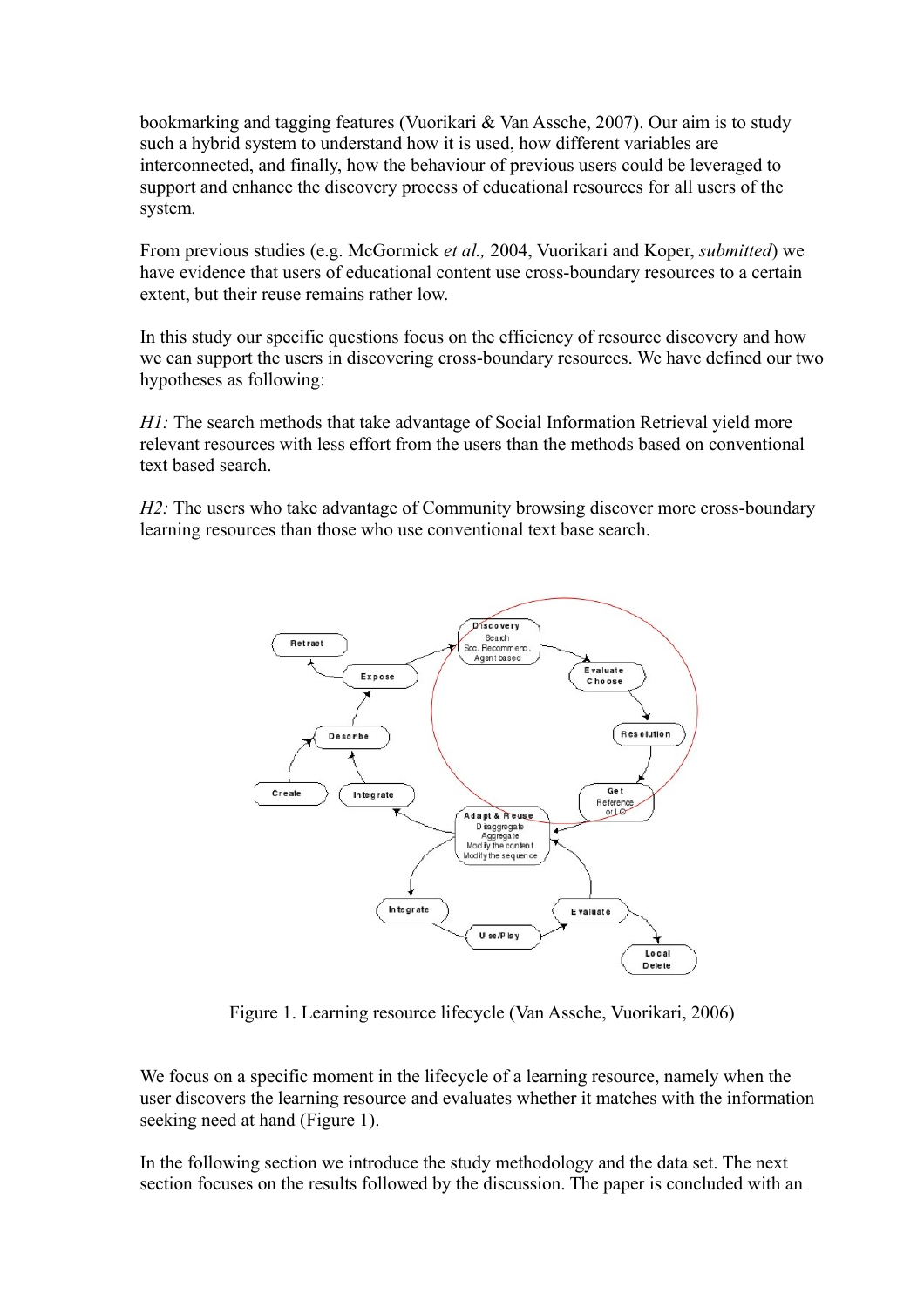bookmarking and tagging features (Vuorikari & Van Assche, 2007). Our aim is to study such a hybrid system to understand how it is used, how different variables are interconnected, and finally, how the behaviour of previous users could be leveraged to support and enhance the discovery process of educational resources for all users of the system.

From previous studies (e.g. McGormick *et al.,* 2004, Vuorikari and Koper, *submitted*) we have evidence that users of educational content use cross-boundary resources to a certain extent, but their reuse remains rather low.

In this study our specific questions focus on the efficiency of resource discovery and how we can support the users in discovering cross-boundary resources. We have defined our two hypotheses as following:

*H1:* The search methods that take advantage of Social Information Retrieval yield more relevant resources with less effort from the users than the methods based on conventional text based search.

*H2:* The users who take advantage of Community browsing discover more cross-boundary learning resources than those who use conventional text base search.

Figure 1. Learning resource lifecycle (Van Assche, Vuorikari, 2006)

We focus on a specific moment in the lifecycle of a learning resource, namely when the user discovers the learning resource and evaluates whether it matches with the information seeking need at hand (Figure 1).

In the following section we introduce the study methodology and the data set. The next section focuses on the results followed by the discussion. The paper is concluded with an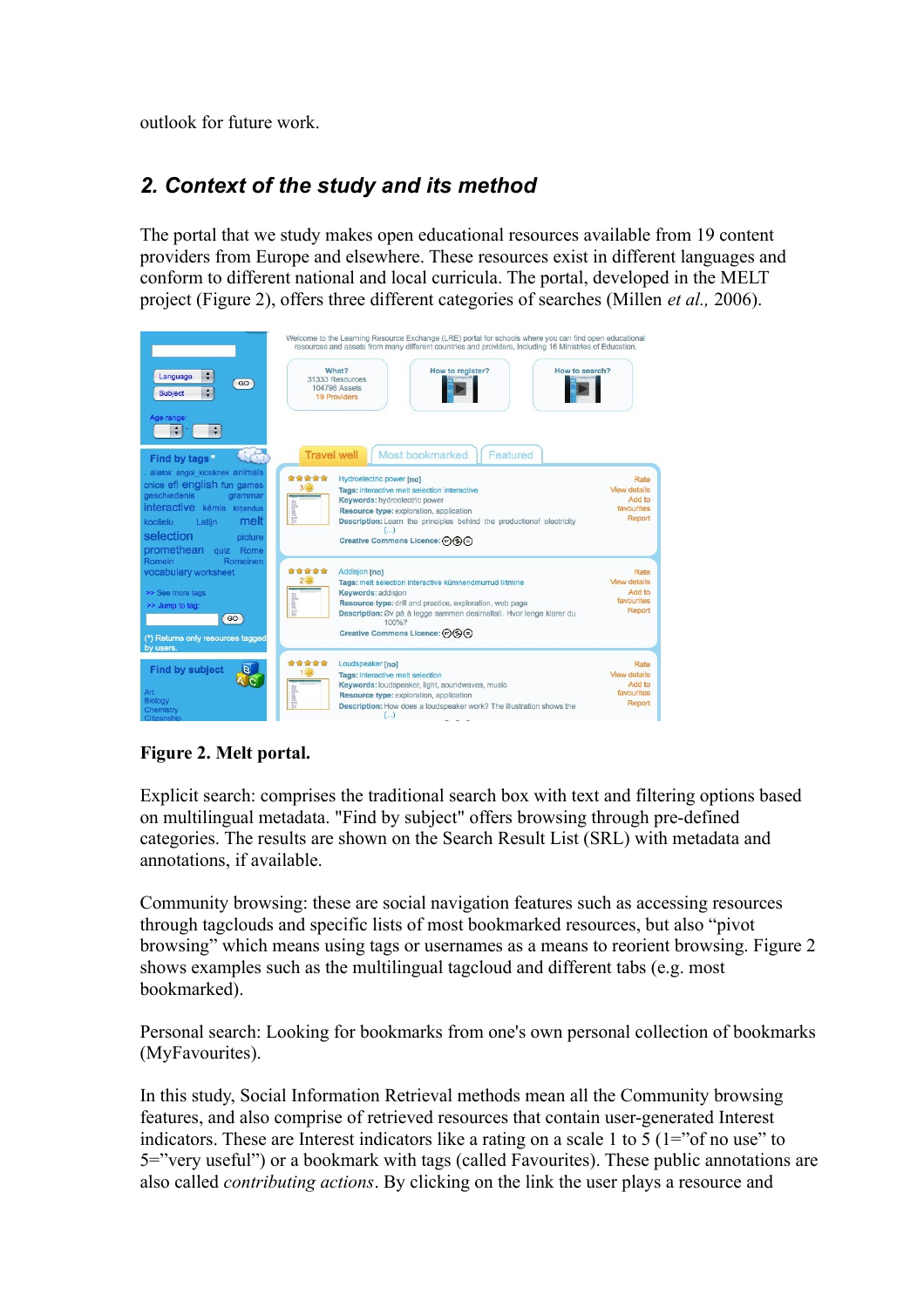outlook for future work.

## 2. Context of the study and its method

The portal that we study makes open educational resources available from 19 content providers from Europe and elsewhere. These resources exist in different languages and conform to different national and local curricula. The portal, developed in the MELT project (Figure 2), offers three different categories of searches (Millen *et al.,* 2006).

**Figure 2. Melt portal.**

Explicit search: comprises the traditional search box with text and filtering options based on multilingual metadata. "Find by subject" offers browsing through pre-defined categories. The results are shown on the Search Result List (SRL) with metadata and annotations, if available.

Community browsing: these are social navigation features such as accessing resources through tagclouds and specific lists of most bookmarked resources, but also "pivot browsing" which means using tags or usernames as a means to reorient browsing. Figure 2 shows examples such as the multilingual tagcloud and different tabs (e.g. most bookmarked).

Personal search: Looking for bookmarks from one's own personal collection of bookmarks (MyFavourites).

In this study, Social Information Retrieval methods mean all the Community browsing features, and also comprise of retrieved resources that contain user-generated Interest indicators. These are Interest indicators like a rating on a scale 1 to 5 (1="of no use" to 5="very useful") or a bookmark with tags (called Favourites). These public annotations are also called *contributing actions*. By clicking on the link the user plays a resource and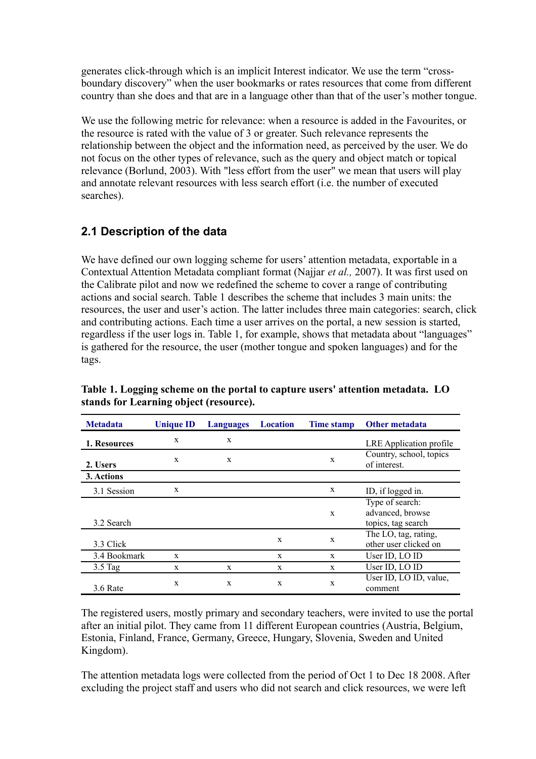generates click-through which is an implicit Interest indicator. We use the term "cross-boundary discovery" when the user bookmarks or rates resources that come from different country than she does and that are in a language other than that of the user's mother tongue.

We use the following metric for relevance: when a resource is added in the Favourites, or the resource is rated with the value of 3 or greater. Such relevance represents the relationship between the object and the information need, as perceived by the user. We do not focus on the other types of relevance, such as the query and object match or topical relevance (Borlund, 2003). With "less effort from the user" we mean that users will play and annotate relevant resources with less search effort (i.e. the number of executed searches).

## 2.1 Description of the data

We have defined our own logging scheme for users' attention metadata, exportable in a Contextual Attention Metadata compliant format (Najjar *et al.,* 2007). It was first used on the Calibrate pilot and now we redefined the scheme to cover a range of contributing actions and social search. Table 1 describes the scheme that includes 3 main units: the resources, the user and user's action. The latter includes three main categories: search, click and contributing actions. Each time a user arrives on the portal, a new session is started, regardless if the user logs in. Table 1, for example, shows that metadata about "languages" is gathered for the resource, the user (mother tongue and spoken languages) and for the tags.

**Table 1. Logging scheme on the portal to capture users' attention metadata. LO stands for Learning object (resource).**

| Metadata | Unique ID | Languages | Location | Time stamp | Other metadata |
|---|---|---|---|---|---|
| **1. Resources** | x | x | | | LRE Application profile |
| **2. Users** | x | x | | x | Country, school, topics of interest. |
| **3. Actions** | | | | | |
| 3.1 Session | x | | | x | ID, if logged in. |
| 3.2 Search | | | | x | Type of search: advanced, browse topics, tag search |
| 3.3 Click | | | x | x | The LO, tag, rating, other user clicked on |
| 3.4 Bookmark | x | | x | x | User ID, LO ID |
| 3.5 Tag | x | x | x | x | User ID, LO ID |
| 3.6 Rate | x | x | x | x | User ID, LO ID, value, comment |

The registered users, mostly primary and secondary teachers, were invited to use the portal after an initial pilot. They came from 11 different European countries (Austria, Belgium, Estonia, Finland, France, Germany, Greece, Hungary, Slovenia, Sweden and United Kingdom).

The attention metadata logs were collected from the period of Oct 1 to Dec 18 2008. After excluding the project staff and users who did not search and click resources, we were left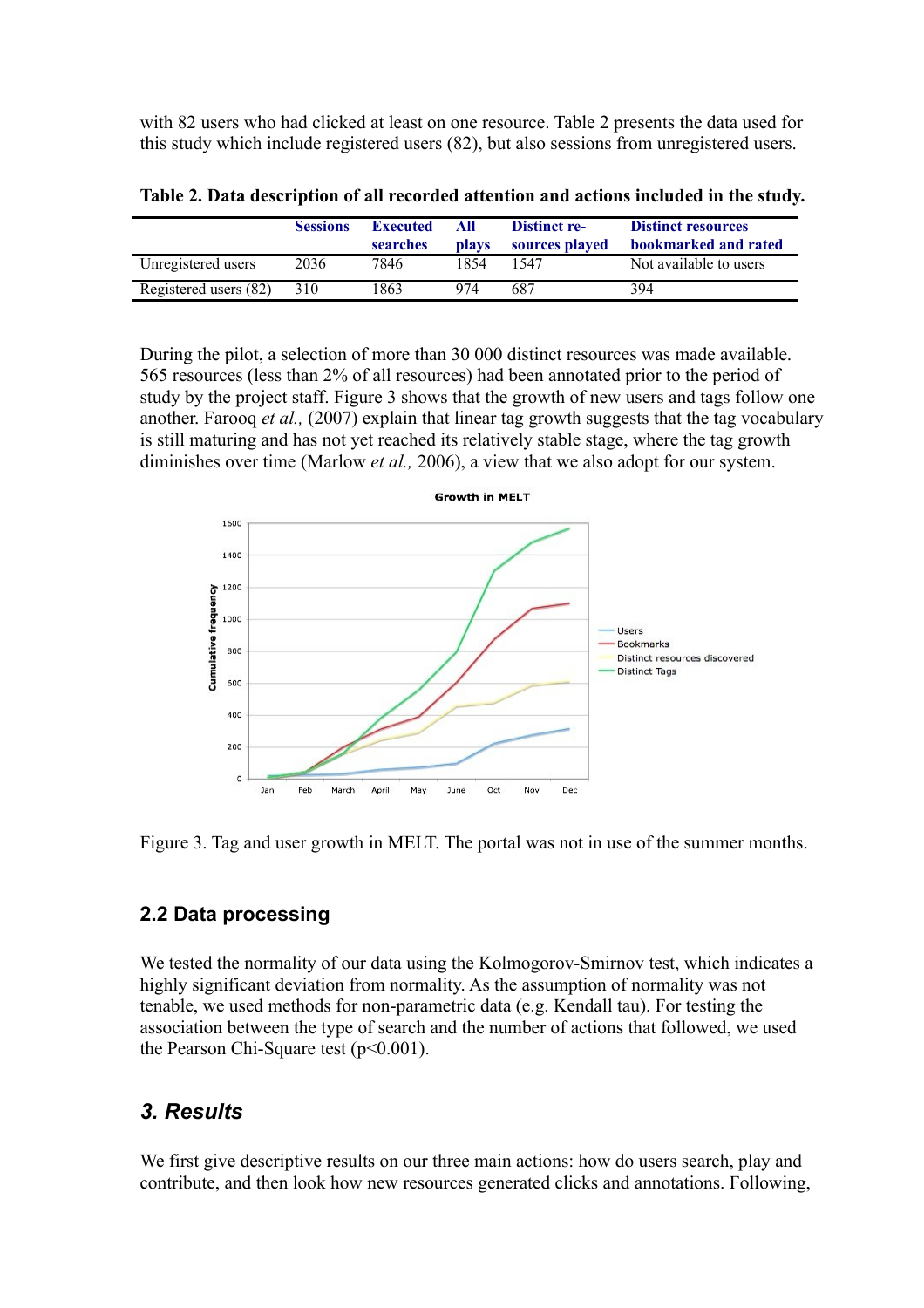with 82 users who had clicked at least on one resource. Table 2 presents the data used for this study which include registered users (82), but also sessions from unregistered users.

**Table 2. Data description of all recorded attention and actions included in the study.**

| | Sessions | Executed searches | All plays | Distinct resources played | Distinct resources bookmarked and rated |
|---|---|---|---|---|---|
| Unregistered users | 2036 | 7846 | 1854 | 1547 | Not available to users |
| Registered users (82) | 310 | 1863 | 974 | 687 | 394 |

During the pilot, a selection of more than 30 000 distinct resources was made available. 565 resources (less than 2% of all resources) had been annotated prior to the period of study by the project staff. Figure 3 shows that the growth of new users and tags follow one another. Farooq *et al.,* (2007) explain that linear tag growth suggests that the tag vocabulary is still maturing and has not yet reached its relatively stable stage, where the tag growth diminishes over time (Marlow *et al.,* 2006), a view that we also adopt for our system.

Figure 3. Tag and user growth in MELT. The portal was not in use of the summer months.

## 2.2 Data processing

We tested the normality of our data using the Kolmogorov-Smirnov test, which indicates a highly significant deviation from normality. As the assumption of normality was not tenable, we used methods for non-parametric data (e.g. Kendall tau). For testing the association between the type of search and the number of actions that followed, we used the Pearson Chi-Square test ($p<0.001$).

## *3. Results*

We first give descriptive results on our three main actions: how do users search, play and contribute, and then look how new resources generated clicks and annotations. Following,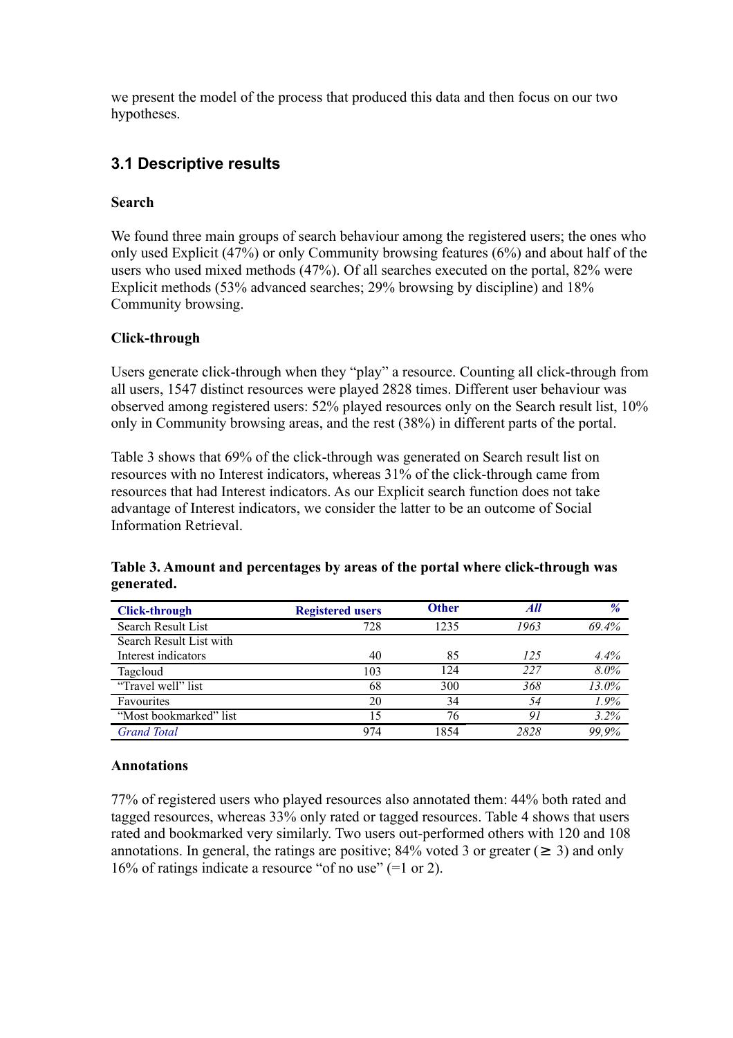we present the model of the process that produced this data and then focus on our two hypotheses.

## 3.1 Descriptive results

**Search**

We found three main groups of search behaviour among the registered users; the ones who only used Explicit (47%) or only Community browsing features (6%) and about half of the users who used mixed methods (47%). Of all searches executed on the portal, 82% were Explicit methods (53% advanced searches; 29% browsing by discipline) and 18% Community browsing.

**Click-through**

Users generate click-through when they "play" a resource. Counting all click-through from all users, 1547 distinct resources were played 2828 times. Different user behaviour was observed among registered users: 52% played resources only on the Search result list, 10% only in Community browsing areas, and the rest (38%) in different parts of the portal.

Table 3 shows that 69% of the click-through was generated on Search result list on resources with no Interest indicators, whereas 31% of the click-through came from resources that had Interest indicators. As our Explicit search function does not take advantage of Interest indicators, we consider the latter to be an outcome of Social Information Retrieval.

**Table 3. Amount and percentages by areas of the portal where click-through was generated.**

| **Click-through** | **Registered users** | **Other** | ***All*** | ***%*** |
|---|---|---|---|---|
| Search Result List | 728 | 1235 | *1963* | *69.4%* |
| Search Result List with Interest indicators | 40 | 85 | *125* | *4.4%* |
| Tagcloud | 103 | 124 | *227* | *8.0%* |
| "Travel well" list | 68 | 300 | *368* | *13.0%* |
| Favourites | 20 | 34 | *54* | *1.9%* |
| "Most bookmarked" list | 15 | 76 | *91* | *3.2%* |
| *Grand Total* | 974 | 1854 | *2828* | *99,9%* |

**Annotations**

77% of registered users who played resources also annotated them: 44% both rated and tagged resources, whereas 33% only rated or tagged resources. Table 4 shows that users rated and bookmarked very similarly. Two users out-performed others with 120 and 108 annotations. In general, the ratings are positive; 84% voted 3 or greater ($\geq$ 3) and only 16% of ratings indicate a resource "of no use" (=1 or 2).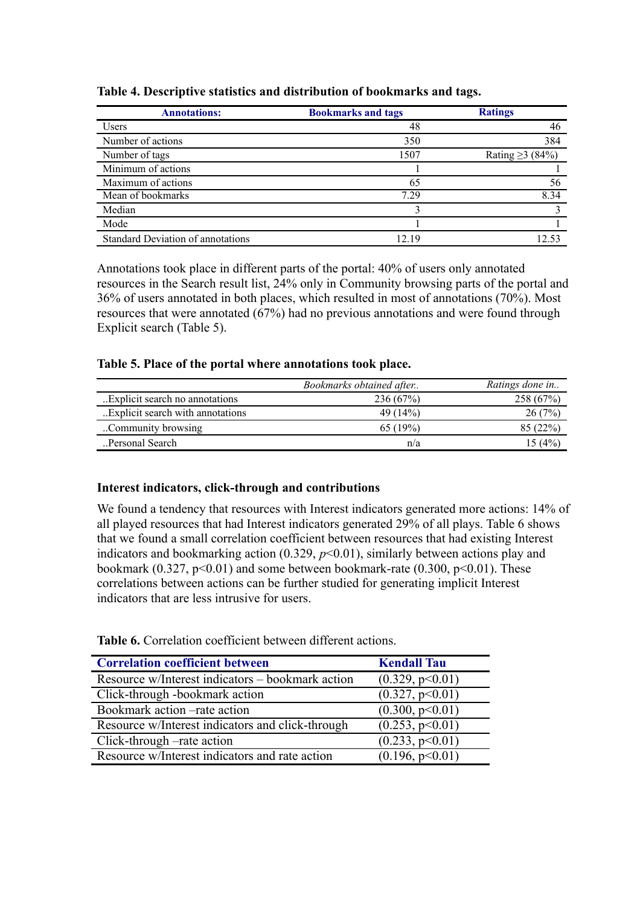**Table 4. Descriptive statistics and distribution of bookmarks and tags.**

| Annotations: | Bookmarks and tags | Ratings |
|---|---|---|
| Users | 48 | 46 |
| Number of actions | 350 | 384 |
| Number of tags | 1507 | Rating ≥3 (84%) |
| Minimum of actions | 1 | 1 |
| Maximum of actions | 65 | 56 |
| Mean of bookmarks | 7.29 | 8.34 |
| Median | 3 | 3 |
| Mode | 1 | 1 |
| Standard Deviation of annotations | 12.19 | 12.53 |

Annotations took place in different parts of the portal: 40% of users only annotated resources in the Search result list, 24% only in Community browsing parts of the portal and 36% of users annotated in both places, which resulted in most of annotations (70%). Most resources that were annotated (67%) had no previous annotations and were found through Explicit search (Table 5).

**Table 5. Place of the portal where annotations took place.**

| | *Bookmarks obtained after..* | *Ratings done in..* |
|---|---|---|
| ..Explicit search no annotations | 236 (67%) | 258 (67%) |
| ..Explicit search with annotations | 49 (14%) | 26 (7%) |
| ..Community browsing | 65 (19%) | 85 (22%) |
| ..Personal Search | n/a | 15 (4%) |

### Interest indicators, click-through and contributions

We found a tendency that resources with Interest indicators generated more actions: 14% of all played resources that had Interest indicators generated 29% of all plays. Table 6 shows that we found a small correlation coefficient between resources that had existing Interest indicators and bookmarking action (0.329, $p<0.01$), similarly between actions play and bookmark (0.327, $p<0.01$) and some between bookmark-rate (0.300, $p<0.01$). These correlations between actions can be further studied for generating implicit Interest indicators that are less intrusive for users.

**Table 6.** Correlation coefficient between different actions.

| Correlation coefficient between | Kendall Tau |
|---|---|
| Resource w/Interest indicators – bookmark action | (0.329, $p<0.01$) |
| Click-through -bookmark action | (0.327, $p<0.01$) |
| Bookmark action –rate action | (0.300, $p<0.01$) |
| Resource w/Interest indicators and click-through | (0.253, $p<0.01$) |
| Click-through –rate action | (0.233, $p<0.01$) |
| Resource w/Interest indicators and rate action | (0.196, $p<0.01$) |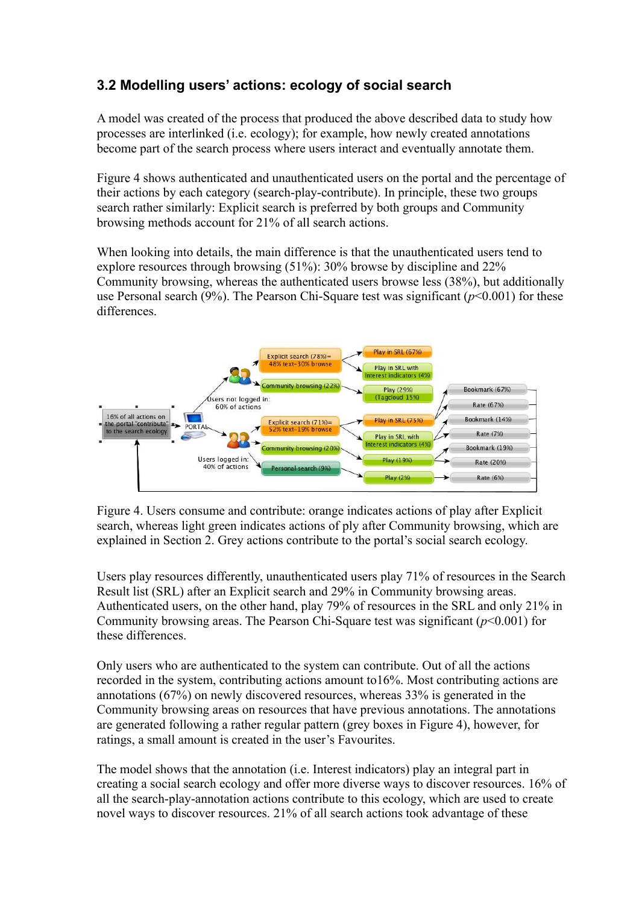### 3.2 Modelling users' actions: ecology of social search

A model was created of the process that produced the above described data to study how processes are interlinked (i.e. ecology); for example, how newly created annotations become part of the search process where users interact and eventually annotate them.

Figure 4 shows authenticated and unauthenticated users on the portal and the percentage of their actions by each category (search-play-contribute). In principle, these two groups search rather similarly: Explicit search is preferred by both groups and Community browsing methods account for 21% of all search actions.

When looking into details, the main difference is that the unauthenticated users tend to explore resources through browsing (51%): 30% browse by discipline and 22% Community browsing, whereas the authenticated users browse less (38%), but additionally use Personal search (9%). The Pearson Chi-Square test was significant ($p<0.001$) for these differences.

Figure 4. Users consume and contribute: orange indicates actions of play after Explicit search, whereas light green indicates actions of ply after Community browsing, which are explained in Section 2. Grey actions contribute to the portal's social search ecology.

Users play resources differently, unauthenticated users play 71% of resources in the Search Result list (SRL) after an Explicit search and 29% in Community browsing areas. Authenticated users, on the other hand, play 79% of resources in the SRL and only 21% in Community browsing areas. The Pearson Chi-Square test was significant ($p<0.001$) for these differences.

Only users who are authenticated to the system can contribute. Out of all the actions recorded in the system, contributing actions amount to16%. Most contributing actions are annotations (67%) on newly discovered resources, whereas 33% is generated in the Community browsing areas on resources that have previous annotations. The annotations are generated following a rather regular pattern (grey boxes in Figure 4), however, for ratings, a small amount is created in the user's Favourites.

The model shows that the annotation (i.e. Interest indicators) play an integral part in creating a social search ecology and offer more diverse ways to discover resources. 16% of all the search-play-annotation actions contribute to this ecology, which are used to create novel ways to discover resources. 21% of all search actions took advantage of these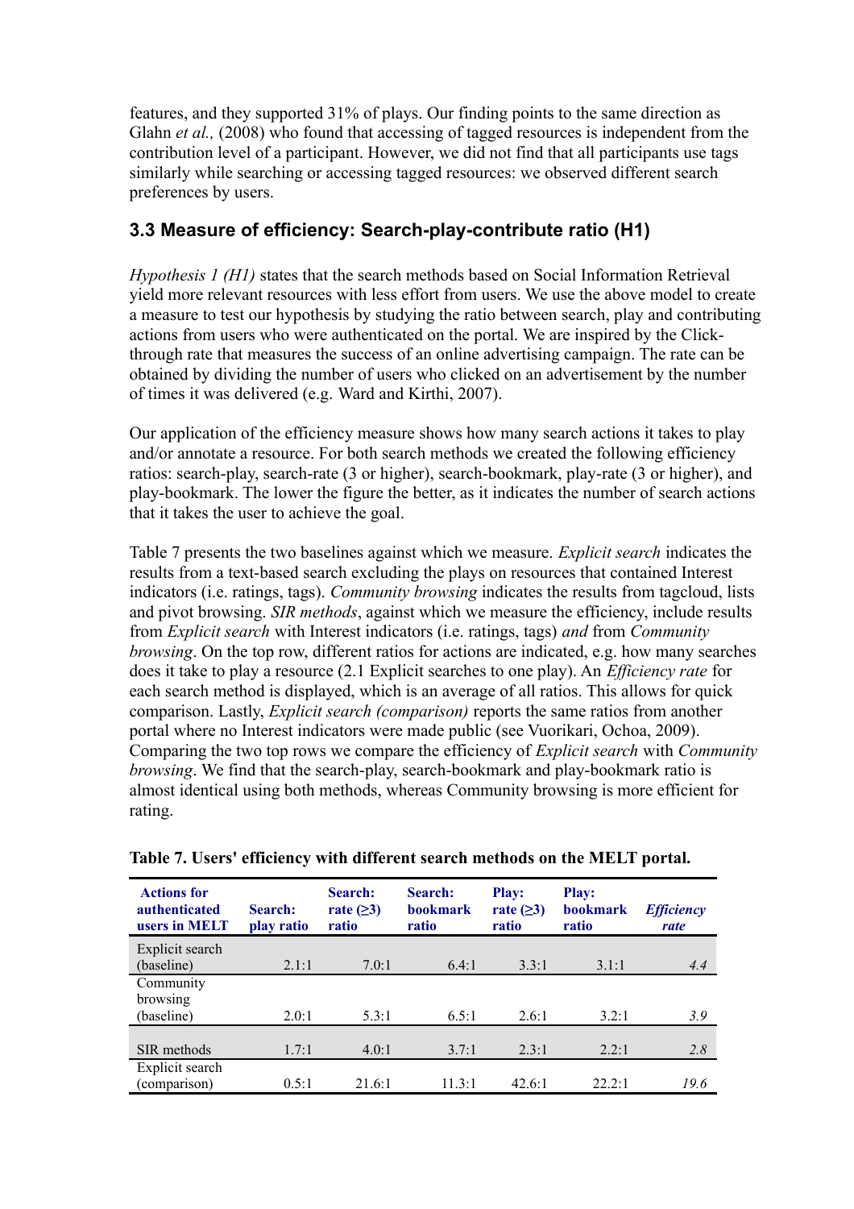features, and they supported 31% of plays. Our finding points to the same direction as Glahn *et al.,* (2008) who found that accessing of tagged resources is independent from the contribution level of a participant. However, we did not find that all participants use tags similarly while searching or accessing tagged resources: we observed different search preferences by users.

### 3.3 Measure of efficiency: Search-play-contribute ratio (H1)

*Hypothesis 1 (H1)* states that the search methods based on Social Information Retrieval yield more relevant resources with less effort from users. We use the above model to create a measure to test our hypothesis by studying the ratio between search, play and contributing actions from users who were authenticated on the portal. We are inspired by the Click-through rate that measures the success of an online advertising campaign. The rate can be obtained by dividing the number of users who clicked on an advertisement by the number of times it was delivered (e.g. Ward and Kirthi, 2007).

Our application of the efficiency measure shows how many search actions it takes to play and/or annotate a resource. For both search methods we created the following efficiency ratios: search-play, search-rate (3 or higher), search-bookmark, play-rate (3 or higher), and play-bookmark. The lower the figure the better, as it indicates the number of search actions that it takes the user to achieve the goal.

Table 7 presents the two baselines against which we measure. *Explicit search* indicates the results from a text-based search excluding the plays on resources that contained Interest indicators (i.e. ratings, tags). *Community browsing* indicates the results from tagcloud, lists and pivot browsing. *SIR methods*, against which we measure the efficiency, include results from *Explicit search* with Interest indicators (i.e. ratings, tags) *and* from *Community browsing*. On the top row, different ratios for actions are indicated, e.g. how many searches does it take to play a resource (2.1 Explicit searches to one play). An *Efficiency rate* for each search method is displayed, which is an average of all ratios. This allows for quick comparison. Lastly, *Explicit search (comparison)* reports the same ratios from another portal where no Interest indicators were made public (see Vuorikari, Ochoa, 2009). Comparing the two top rows we compare the efficiency of *Explicit search* with *Community browsing*. We find that the search-play, search-bookmark and play-bookmark ratio is almost identical using both methods, whereas Community browsing is more efficient for rating.

**Table 7. Users' efficiency with different search methods on the MELT portal.**

| Actions for authenticated users in MELT | Search: play ratio | Search: rate (≥3) ratio | Search: bookmark ratio | Play: rate (≥3) ratio | Play: bookmark ratio | *Efficiency rate* |
|---|---|---|---|---|---|---|
| Explicit search (baseline) | 2.1:1 | 7.0:1 | 6.4:1 | 3.3:1 | 3.1:1 | *4.4* |
| Community browsing (baseline) | 2.0:1 | 5.3:1 | 6.5:1 | 2.6:1 | 3.2:1 | *3.9* |
| SIR methods | 1.7:1 | 4.0:1 | 3.7:1 | 2.3:1 | 2.2:1 | *2.8* |
| Explicit search (comparison) | 0.5:1 | 21.6:1 | 11.3:1 | 42.6:1 | 22.2:1 | *19.6* |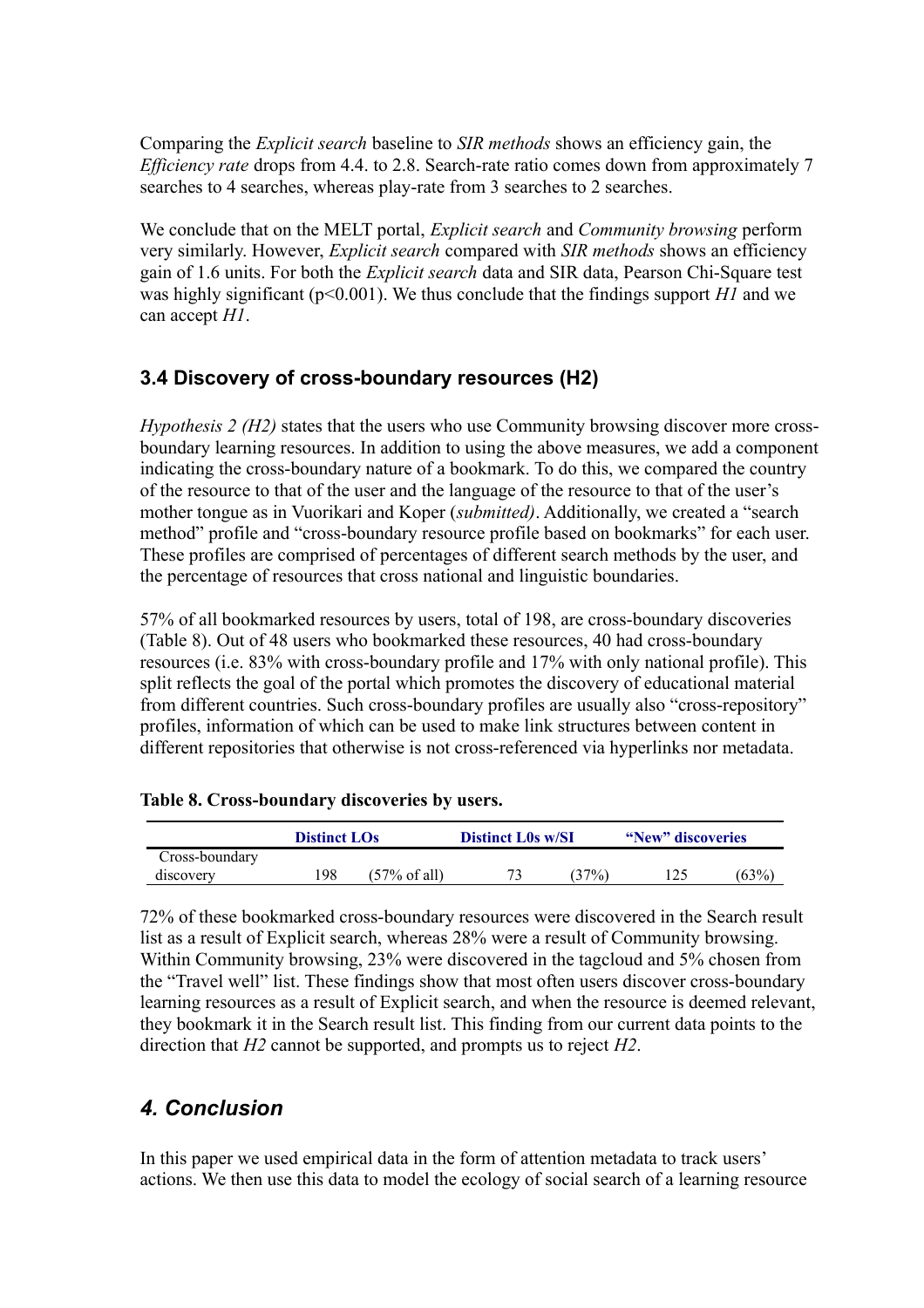Comparing the *Explicit search* baseline to *SIR methods* shows an efficiency gain, the *Efficiency rate* drops from 4.4. to 2.8. Search-rate ratio comes down from approximately 7 searches to 4 searches, whereas play-rate from 3 searches to 2 searches.

We conclude that on the MELT portal, *Explicit search* and *Community browsing* perform very similarly. However, *Explicit search* compared with *SIR methods* shows an efficiency gain of 1.6 units. For both the *Explicit search* data and SIR data, Pearson Chi-Square test was highly significant ($p<0.001$). We thus conclude that the findings support *H1* and we can accept *H1*.

### 3.4 Discovery of cross-boundary resources (H2)

*Hypothesis 2 (H2)* states that the users who use Community browsing discover more cross-boundary learning resources. In addition to using the above measures, we add a component indicating the cross-boundary nature of a bookmark. To do this, we compared the country of the resource to that of the user and the language of the resource to that of the user's mother tongue as in Vuorikari and Koper (*submitted)*. Additionally, we created a "search method" profile and "cross-boundary resource profile based on bookmarks" for each user. These profiles are comprised of percentages of different search methods by the user, and the percentage of resources that cross national and linguistic boundaries.

57% of all bookmarked resources by users, total of 198, are cross-boundary discoveries (Table 8). Out of 48 users who bookmarked these resources, 40 had cross-boundary resources (i.e. 83% with cross-boundary profile and 17% with only national profile). This split reflects the goal of the portal which promotes the discovery of educational material from different countries. Such cross-boundary profiles are usually also "cross-repository" profiles, information of which can be used to make link structures between content in different repositories that otherwise is not cross-referenced via hyperlinks nor metadata.

**Table 8. Cross-boundary discoveries by users.**

| | **Distinct LOs** | | **Distinct L0s w/SI** | | **"New" discoveries** | |
|---|---|---|---|---|---|---|
| Cross-boundary discovery | 198 | (57% of all) | 73 | (37%) | 125 | (63%) |

72% of these bookmarked cross-boundary resources were discovered in the Search result list as a result of Explicit search, whereas 28% were a result of Community browsing. Within Community browsing, 23% were discovered in the tagcloud and 5% chosen from the "Travel well" list. These findings show that most often users discover cross-boundary learning resources as a result of Explicit search, and when the resource is deemed relevant, they bookmark it in the Search result list. This finding from our current data points to the direction that *H2* cannot be supported, and prompts us to reject *H2*.

## *4. Conclusion*

In this paper we used empirical data in the form of attention metadata to track users' actions. We then use this data to model the ecology of social search of a learning resource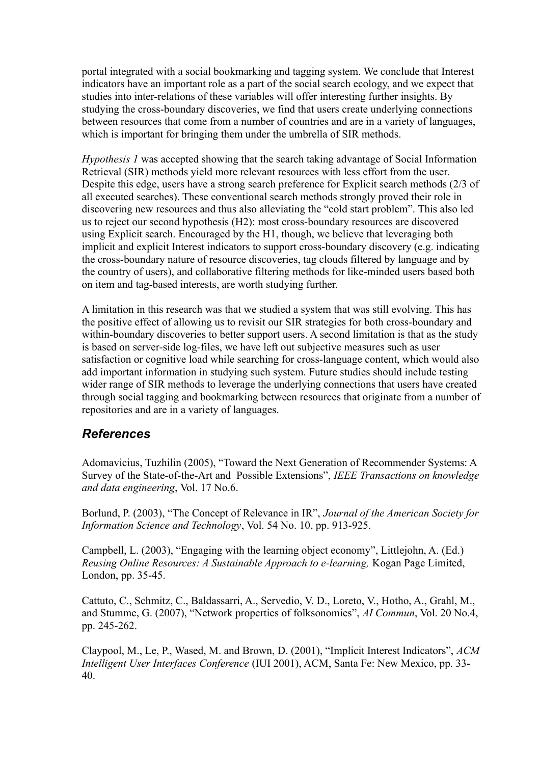portal integrated with a social bookmarking and tagging system. We conclude that Interest indicators have an important role as a part of the social search ecology, and we expect that studies into inter-relations of these variables will offer interesting further insights. By studying the cross-boundary discoveries, we find that users create underlying connections between resources that come from a number of countries and are in a variety of languages, which is important for bringing them under the umbrella of SIR methods.

*Hypothesis 1* was accepted showing that the search taking advantage of Social Information Retrieval (SIR) methods yield more relevant resources with less effort from the user. Despite this edge, users have a strong search preference for Explicit search methods (2/3 of all executed searches). These conventional search methods strongly proved their role in discovering new resources and thus also alleviating the "cold start problem". This also led us to reject our second hypothesis (H2): most cross-boundary resources are discovered using Explicit search. Encouraged by the H1, though, we believe that leveraging both implicit and explicit Interest indicators to support cross-boundary discovery (e.g. indicating the cross-boundary nature of resource discoveries, tag clouds filtered by language and by the country of users), and collaborative filtering methods for like-minded users based both on item and tag-based interests, are worth studying further.

A limitation in this research was that we studied a system that was still evolving. This has the positive effect of allowing us to revisit our SIR strategies for both cross-boundary and within-boundary discoveries to better support users. A second limitation is that as the study is based on server-side log-files, we have left out subjective measures such as user satisfaction or cognitive load while searching for cross-language content, which would also add important information in studying such system. Future studies should include testing wider range of SIR methods to leverage the underlying connections that users have created through social tagging and bookmarking between resources that originate from a number of repositories and are in a variety of languages.

## References

Adomavicius, Tuzhilin (2005), "Toward the Next Generation of Recommender Systems: A Survey of the State-of-the-Art and Possible Extensions", *IEEE Transactions on knowledge and data engineering*, Vol. 17 No.6.

Borlund, P. (2003), "The Concept of Relevance in IR", *Journal of the American Society for Information Science and Technology*, Vol. 54 No. 10, pp. 913-925.

Campbell, L. (2003), "Engaging with the learning object economy", Littlejohn, A. (Ed.) *Reusing Online Resources: A Sustainable Approach to e-learning,* Kogan Page Limited, London, pp. 35-45.

Cattuto, C., Schmitz, C., Baldassarri, A., Servedio, V. D., Loreto, V., Hotho, A., Grahl, M., and Stumme, G. (2007), "Network properties of folksonomies", *AI Commun*, Vol. 20 No.4, pp. 245-262.

Claypool, M., Le, P., Wased, M. and Brown, D. (2001), "Implicit Interest Indicators", *ACM Intelligent User Interfaces Conference* (IUI 2001), ACM, Santa Fe: New Mexico, pp. 33-40.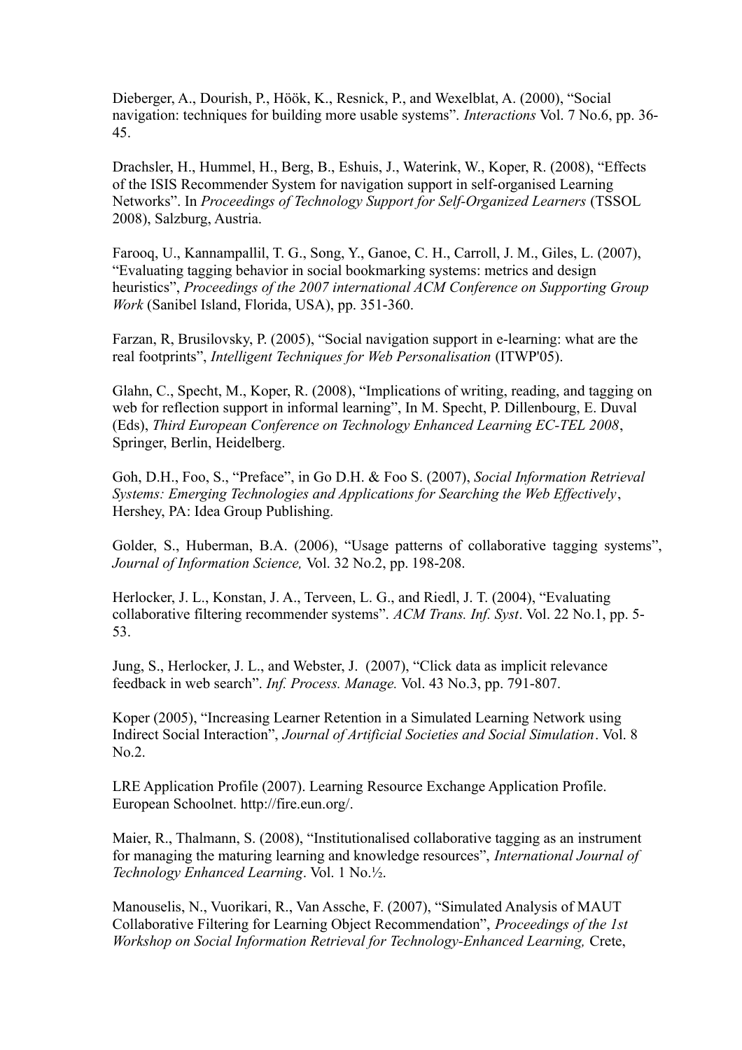Dieberger, A., Dourish, P., Höök, K., Resnick, P., and Wexelblat, A. (2000), "Social navigation: techniques for building more usable systems". *Interactions* Vol. 7 No.6, pp. 36-45.

Drachsler, H., Hummel, H., Berg, B., Eshuis, J., Waterink, W., Koper, R. (2008), "Effects of the ISIS Recommender System for navigation support in self-organised Learning Networks". In *Proceedings of Technology Support for Self-Organized Learners* (TSSOL 2008), Salzburg, Austria.

Farooq, U., Kannampallil, T. G., Song, Y., Ganoe, C. H., Carroll, J. M., Giles, L. (2007), "Evaluating tagging behavior in social bookmarking systems: metrics and design heuristics", *Proceedings of the 2007 international ACM Conference on Supporting Group Work* (Sanibel Island, Florida, USA), pp. 351-360.

Farzan, R, Brusilovsky, P. (2005), "Social navigation support in e-learning: what are the real footprints", *Intelligent Techniques for Web Personalisation* (ITWP'05).

Glahn, C., Specht, M., Koper, R. (2008), "Implications of writing, reading, and tagging on web for reflection support in informal learning", In M. Specht, P. Dillenbourg, E. Duval (Eds), *Third European Conference on Technology Enhanced Learning EC-TEL 2008*, Springer, Berlin, Heidelberg.

Goh, D.H., Foo, S., "Preface", in Go D.H. & Foo S. (2007), *Social Information Retrieval Systems: Emerging Technologies and Applications for Searching the Web Effectively*, Hershey, PA: Idea Group Publishing.

Golder, S., Huberman, B.A. (2006), "Usage patterns of collaborative tagging systems", *Journal of Information Science,* Vol. 32 No.2, pp. 198-208.

Herlocker, J. L., Konstan, J. A., Terveen, L. G., and Riedl, J. T. (2004), "Evaluating collaborative filtering recommender systems". *ACM Trans. Inf. Syst*. Vol. 22 No.1, pp. 5-53.

Jung, S., Herlocker, J. L., and Webster, J. (2007), "Click data as implicit relevance feedback in web search". *Inf. Process. Manage.* Vol. 43 No.3, pp. 791-807.

Koper (2005), "Increasing Learner Retention in a Simulated Learning Network using Indirect Social Interaction", *Journal of Artificial Societies and Social Simulation*. Vol. 8 No.2.

LRE Application Profile (2007). Learning Resource Exchange Application Profile. European Schoolnet. http://fire.eun.org/.

Maier, R., Thalmann, S. (2008), "Institutionalised collaborative tagging as an instrument for managing the maturing learning and knowledge resources", *International Journal of Technology Enhanced Learning*. Vol. 1 No.½.

Manouselis, N., Vuorikari, R., Van Assche, F. (2007), "Simulated Analysis of MAUT Collaborative Filtering for Learning Object Recommendation", *Proceedings of the 1st Workshop on Social Information Retrieval for Technology-Enhanced Learning,* Crete,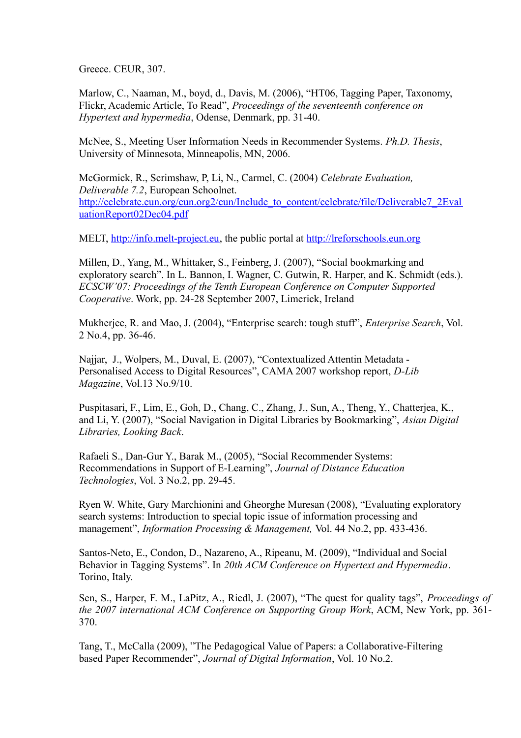Greece. CEUR, 307.

Marlow, C., Naaman, M., boyd, d., Davis, M. (2006), "HT06, Tagging Paper, Taxonomy, Flickr, Academic Article, To Read", *Proceedings of the seventeenth conference on Hypertext and hypermedia*, Odense, Denmark, pp. 31-40.

McNee, S., Meeting User Information Needs in Recommender Systems. *Ph.D. Thesis*, University of Minnesota, Minneapolis, MN, 2006.

McGormick, R., Scrimshaw, P, Li, N., Carmel, C. (2004) *Celebrate Evaluation, Deliverable 7.2*, European Schoolnet. http://celebrate.eun.org/eun.org2/eun/Include_to_content/celebrate/file/Deliverable7_2EvaluationReport02Dec04.pdf

MELT, http://info.melt-project.eu, the public portal at http://lreforschools.eun.org

Millen, D., Yang, M., Whittaker, S., Feinberg, J. (2007), "Social bookmarking and exploratory search". In L. Bannon, I. Wagner, C. Gutwin, R. Harper, and K. Schmidt (eds.). *ECSCW'07: Proceedings of the Tenth European Conference on Computer Supported Cooperative*. Work, pp. 24-28 September 2007, Limerick, Ireland

Mukherjee, R. and Mao, J. (2004), "Enterprise search: tough stuff", *Enterprise Search*, Vol. 2 No.4, pp. 36-46.

Najjar, J., Wolpers, M., Duval, E. (2007), "Contextualized Attentin Metadata - Personalised Access to Digital Resources", CAMA 2007 workshop report, *D-Lib Magazine*, Vol.13 No.9/10.

Puspitasari, F., Lim, E., Goh, D., Chang, C., Zhang, J., Sun, A., Theng, Y., Chatterjea, K., and Li, Y. (2007), "Social Navigation in Digital Libraries by Bookmarking", *Asian Digital Libraries, Looking Back*.

Rafaeli S., Dan-Gur Y., Barak M., (2005), "Social Recommender Systems: Recommendations in Support of E-Learning", *Journal of Distance Education Technologies*, Vol. 3 No.2, pp. 29-45.

Ryen W. White, Gary Marchionini and Gheorghe Muresan (2008), "Evaluating exploratory search systems: Introduction to special topic issue of information processing and management", *Information Processing & Management,* Vol. 44 No.2, pp. 433-436.

Santos-Neto, E., Condon, D., Nazareno, A., Ripeanu, M. (2009), "Individual and Social Behavior in Tagging Systems". In *20th ACM Conference on Hypertext and Hypermedia*. Torino, Italy.

Sen, S., Harper, F. M., LaPitz, A., Riedl, J. (2007), "The quest for quality tags", *Proceedings of the 2007 international ACM Conference on Supporting Group Work*, ACM, New York, pp. 361-370.

Tang, T., McCalla (2009), "The Pedagogical Value of Papers: a Collaborative-Filtering based Paper Recommender", *Journal of Digital Information*, Vol. 10 No.2.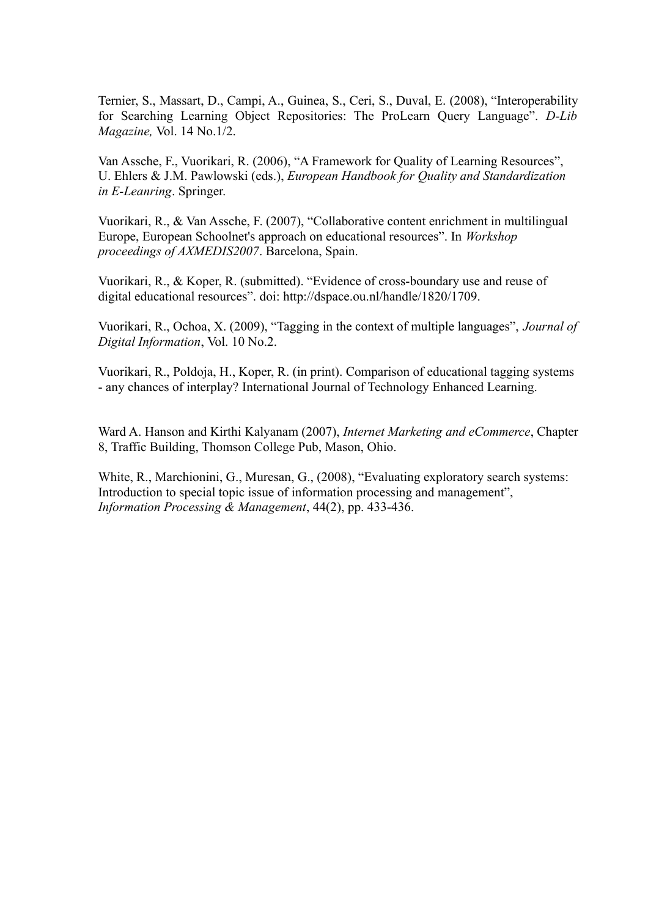Ternier, S., Massart, D., Campi, A., Guinea, S., Ceri, S., Duval, E. (2008), “Interoperability for Searching Learning Object Repositories: The ProLearn Query Language”. *D-Lib Magazine,* Vol. 14 No.1/2.

Van Assche, F., Vuorikari, R. (2006), “A Framework for Quality of Learning Resources”, U. Ehlers & J.M. Pawlowski (eds.), *European Handbook for Quality and Standardization in E-Leanring*. Springer.

Vuorikari, R., & Van Assche, F. (2007), “Collaborative content enrichment in multilingual Europe, European Schoolnet's approach on educational resources”. In *Workshop proceedings of AXMEDIS2007*. Barcelona, Spain.

Vuorikari, R., & Koper, R. (submitted). “Evidence of cross-boundary use and reuse of digital educational resources”. doi: http://dspace.ou.nl/handle/1820/1709.

Vuorikari, R., Ochoa, X. (2009), “Tagging in the context of multiple languages”, *Journal of Digital Information*, Vol. 10 No.2.

Vuorikari, R., Poldoja, H., Koper, R. (in print). Comparison of educational tagging systems - any chances of interplay? International Journal of Technology Enhanced Learning.

Ward A. Hanson and Kirthi Kalyanam (2007), *Internet Marketing and eCommerce*, Chapter 8, Traffic Building, Thomson College Pub, Mason, Ohio.

White, R., Marchionini, G., Muresan, G., (2008), “Evaluating exploratory search systems: Introduction to special topic issue of information processing and management”, *Information Processing & Management*, 44(2), pp. 433-436.